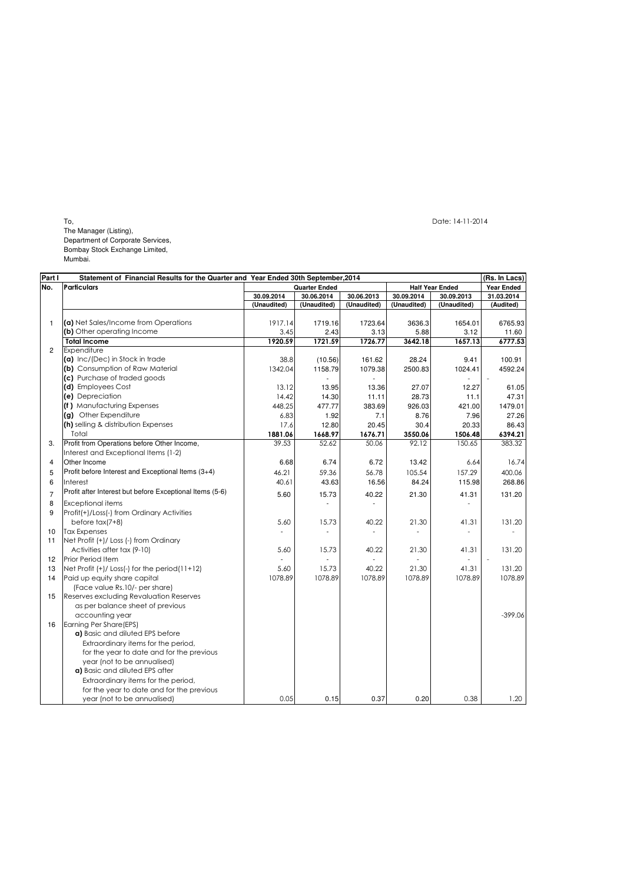To,
The Manager (Listing),
Department of Corporate Services,
Bombay Stock Exchange Limited,
Mumbai.

Date: 14-11-2014

| Part I | Statement of Financial Results for the Quarter and Year Ended 30th September,2014 | | | | | | (Rs. In Lacs) |
|---|---|---|---|---|---|---|---|
| No. | Particulars | Quarter Ended | | | Half Year Ended | | Year Ended |
| | | 30.09.2014 | 30.06.2014 | 30.06.2013 | 30.09.2014 | 30.09.2013 | 31.03.2014 |
| | | (Unaudited) | (Unaudited) | (Unaudited) | (Unaudited) | (Unaudited) | (Audited) |
| 1 | **(a)** Net Sales/Income from Operations | 1917.14 | 1719.16 | 1723.64 | 3636.3 | 1654.01 | 6765.93 |
| | **(b)** Other operating Income | 3.45 | 2.43 | 3.13 | 5.88 | 3.12 | 11.60 |
| | **Total Income** | **1920.59** | **1721.59** | **1726.77** | **3642.18** | **1657.13** | **6777.53** |
| 2 | Expenditure | | | | | | |
| | **(a)** Inc/(Dec) in Stock in trade | 38.8 | (10.56) | 161.62 | 28.24 | 9.41 | 100.91 |
| | **(b)** Consumption of Raw Material | 1342.04 | 1158.79 | 1079.38 | 2500.83 | 1024.41 | 4592.24 |
| | **(c)** Purchase of traded goods | | - | - | | - | - |
| | **(d)** Employees Cost | 13.12 | 13.95 | 13.36 | 27.07 | 12.27 | 61.05 |
| | **(e)** Depreciation | 14.42 | 14.30 | 11.11 | 28.73 | 11.1 | 47.31 |
| | **(f )** Manufacturing Expenses | 448.25 | 477.77 | 383.69 | 926.03 | 421.00 | 1479.01 |
| | **(g)** Other Expenditure | 6.83 | 1.92 | 7.1 | 8.76 | 7.96 | 27.26 |
| | **(h)** selling & distribution Expenses | 17.6 | 12.80 | 20.45 | 30.4 | 20.33 | 86.43 |
| | Total | **1881.06** | **1668.97** | **1676.71** | **3550.06** | **1506.48** | **6394.21** |
| 3. | Profit from Operations before Other Income, Interest and Exceptional Items (1-2) | 39.53 | 52.62 | 50.06 | 92.12 | 150.65 | 383.32 |
| 4 | Other Income | 6.68 | 6.74 | 6.72 | 13.42 | 6.64 | 16.74 |
| 5 | Profit before Interest and Exceptional Items (3+4) | 46.21 | 59.36 | 56.78 | 105.54 | 157.29 | 400.06 |
| 6 | Interest | 40.61 | 43.63 | 16.56 | 84.24 | 115.98 | 268.86 |
| 7 | Profit after Interest but before Exceptional Items (5-6) | 5.60 | 15.73 | 40.22 | 21.30 | 41.31 | 131.20 |
| 8 | Exceptional items | | - | - | | - | |
| 9 | Profit(+)/Loss(-) from Ordinary Activities before tax(7+8) | 5.60 | 15.73 | 40.22 | 21.30 | 41.31 | 131.20 |
| 10 | Tax Expenses | - | - | - | - | - | - |
| 11 | Net Profit (+)/ Loss (-) from Ordinary Activities after tax (9-10) | 5.60 | 15.73 | 40.22 | 21.30 | 41.31 | 131.20 |
| 12 | Prior Period Item | - | - | - | - | - | - |
| 13 | Net Profit (+)/ Loss(-) for the period(11+12) | 5.60 | 15.73 | 40.22 | 21.30 | 41.31 | 131.20 |
| 14 | Paid up equity share capital (Face value Rs.10/- per share) | 1078.89 | 1078.89 | 1078.89 | 1078.89 | 1078.89 | 1078.89 |
| 15 | Reserves excluding Revaluation Reserves as per balance sheet of previous accounting year | | | | | | -399.06 |
| 16 | Earning Per Share(EPS) | | | | | | |
| | **a)** Basic and diluted EPS before Extraordinary items for the period, for the year to date and for the previous year (not to be annualised) | | | | | | |
| | **a)** Basic and diluted EPS after Extraordinary items for the period, for the year to date and for the previous year (not to be annualised) | 0.05 | 0.15 | 0.37 | 0.20 | 0.38 | 1.20 |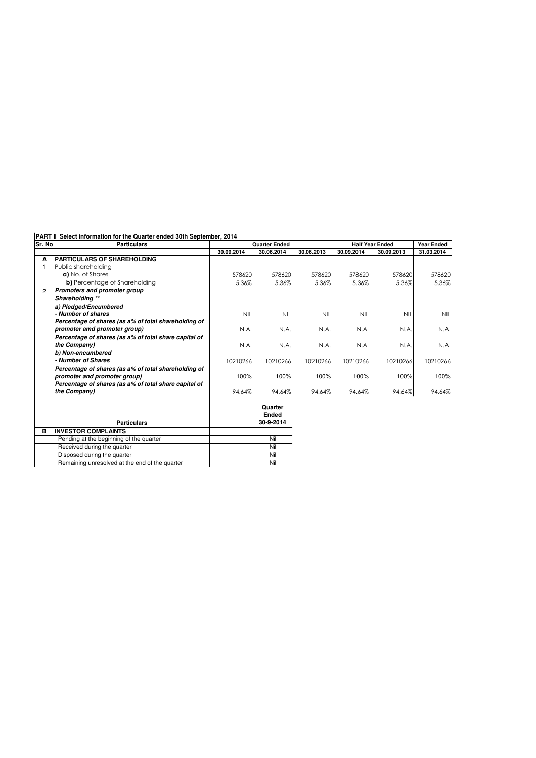**PART II Select information for the Quarter ended 30th September, 2014**

| Sr. No | Particulars | Quarter Ended | | | Half Year Ended | | Year Ended |
|---|---|---|---|---|---|---|---|
| | | 30.09.2014 | 30.06.2014 | 30.06.2013 | 30.09.2014 | 30.09.2013 | 31.03.2014 |
| **A** | **PARTICULARS OF SHAREHOLDING** | | | | | | |
| 1 | Public shareholding | | | | | | |
| | **a)** No. of Shares | 578620 | 578620 | 578620 | 578620 | 578620 | 578620 |
| | **b)** Percentage of Shareholding | 5.36% | 5.36% | 5.36% | 5.36% | 5.36% | 5.36% |
| 2 | ***Promoters and promoter group Shareholding \*\**** | | | | | | |
| | ***a) Pledged/Encumbered*** | | | | | | |
| | ***- Number of shares*** | NIL | NIL | NIL | NIL | NIL | NIL |
| | ***Percentage of shares (as a% of total shareholding of promoter amd promoter group)*** | N.A. | N.A. | N.A. | N.A. | N.A. | N.A. |
| | ***Percentage of shares (as a% of total share capital of the Company)*** | N.A. | N.A. | N.A. | N.A. | N.A. | N.A. |
| | ***b) Non-encumbered*** | | | | | | |
| | ***- Number of Shares*** | 10210266 | 10210266 | 10210266 | 10210266 | 10210266 | 10210266 |
| | ***Percentage of shares (as a% of total shareholding of promoter and promoter group)*** | 100% | 100% | 100% | 100% | 100% | 100% |
| | ***Percentage of shares (as a% of total share capital of the Company)*** | 94.64% | 94.64% | 94.64% | 94.64% | 94.64% | 94.64% |

| | **Particulars** | | **Quarter Ended 30-9-2014** |
|---|---|---|---|
| **B** | **INVESTOR COMPLAINTS** | | |
| | Pending at the beginning of the quarter | | Nil |
| | Received during the quarter | | Nil |
| | Disposed during the quarter | | Nil |
| | Remaining unresolved at the end of the quarter | | Nil |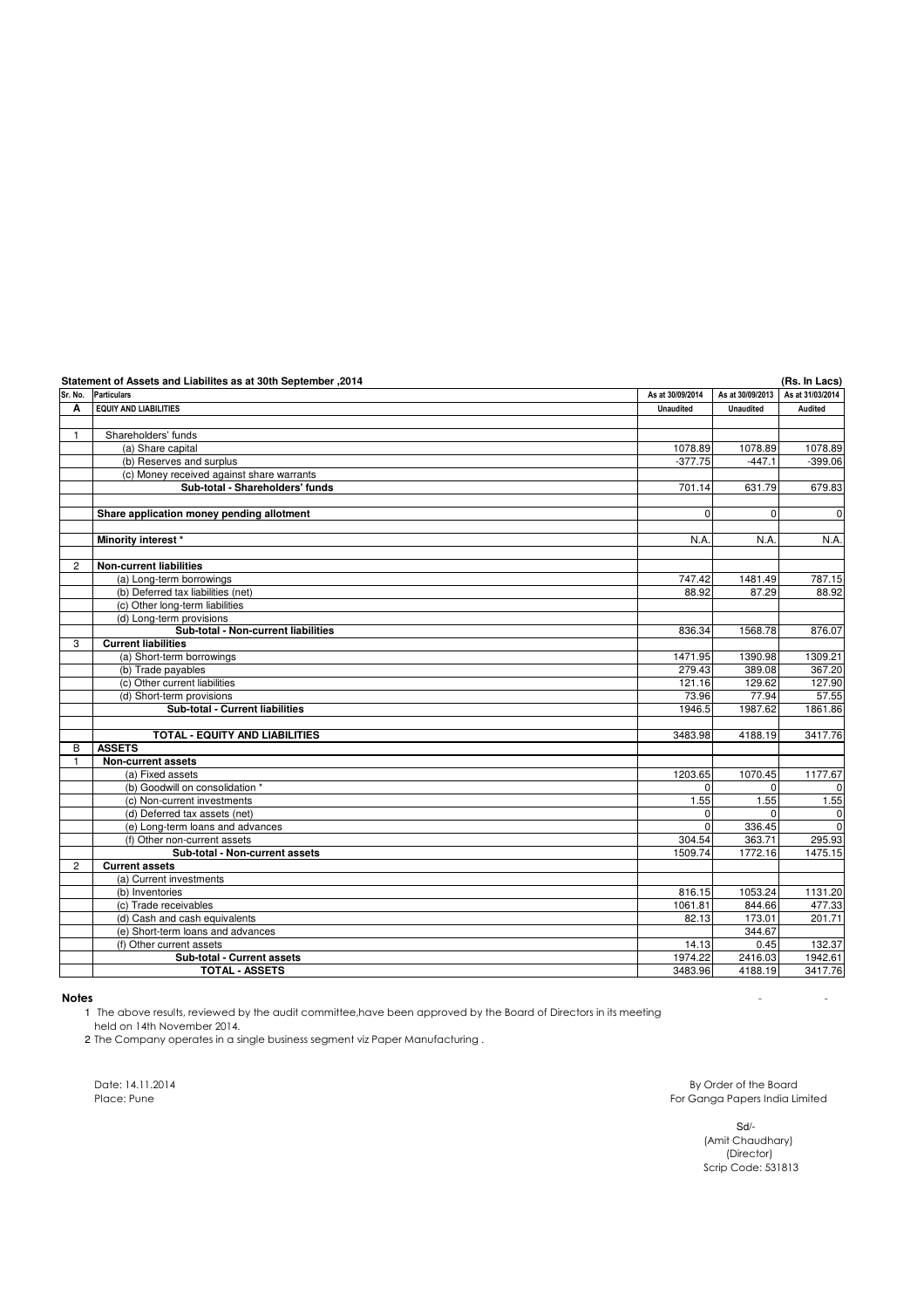**Statement of Assets and Liabilites as at 30th September ,2014** **(Rs. In Lacs)**

| Sr. No. | Particulars | As at 30/09/2014 | As at 30/09/2013 | As at 31/03/2014 |
|---|---|---|---|---|
| **A** | **EQUIY AND LIABILITIES** | **Unaudited** | **Unaudited** | **Audited** |
| | | | | |
| 1 | Shareholders' funds | | | |
| | (a) Share capital | 1078.89 | 1078.89 | 1078.89 |
| | (b) Reserves and surplus | -377.75 | -447.1 | -399.06 |
| | (c) Money received against share warrants | | | |
| | **Sub-total - Shareholders' funds** | 701.14 | 631.79 | 679.83 |
| | | | | |
| | **Share application money pending allotment** | 0 | 0 | 0 |
| | | | | |
| | **Minority interest *** | N.A. | N.A. | N.A. |
| | | | | |
| 2 | **Non-current liabilities** | | | |
| | (a) Long-term borrowings | 747.42 | 1481.49 | 787.15 |
| | (b) Deferred tax liabilities (net) | 88.92 | 87.29 | 88.92 |
| | (c) Other long-term liabilities | | | |
| | (d) Long-term provisions | | | |
| | **Sub-total - Non-current liabilities** | 836.34 | 1568.78 | 876.07 |
| 3 | **Current liabilities** | | | |
| | (a) Short-term borrowings | 1471.95 | 1390.98 | 1309.21 |
| | (b) Trade payables | 279.43 | 389.08 | 367.20 |
| | (c) Other current liabilities | 121.16 | 129.62 | 127.90 |
| | (d) Short-term provisions | 73.96 | 77.94 | 57.55 |
| | **Sub-total - Current liabilities** | 1946.5 | 1987.62 | 1861.86 |
| | | | | |
| | **TOTAL - EQUITY AND LIABILITIES** | 3483.98 | 4188.19 | 3417.76 |
| B | **ASSETS** | | | |
| 1 | **Non-current assets** | | | |
| | (a) Fixed assets | 1203.65 | 1070.45 | 1177.67 |
| | (b) Goodwill on consolidation * | 0 | 0 | 0 |
| | (c) Non-current investments | 1.55 | 1.55 | 1.55 |
| | (d) Deferred tax assets (net) | 0 | 0 | 0 |
| | (e) Long-term loans and advances | 0 | 336.45 | 0 |
| | (f) Other non-current assets | 304.54 | 363.71 | 295.93 |
| | **Sub-total - Non-current assets** | 1509.74 | 1772.16 | 1475.15 |
| 2 | **Current assets** | | | |
| | (a) Current investments | | | |
| | (b) Inventories | 816.15 | 1053.24 | 1131.20 |
| | (c) Trade receivables | 1061.81 | 844.66 | 477.33 |
| | (d) Cash and cash equivalents | 82.13 | 173.01 | 201.71 |
| | (e) Short-term loans and advances | | 344.67 | |
| | (f) Other current assets | 14.13 | 0.45 | 132.37 |
| | **Sub-total - Current assets** | 1974.22 | 2416.03 | 1942.61 |
| | **TOTAL - ASSETS** | 3483.96 | 4188.19 | 3417.76 |

**Notes**

1. The above results, reviewed by the audit committee,have been approved by the Board of Directors in its meeting held on 14th November 2014.
2. The Company operates in a single business segment viz Paper Manufacturing .

Date: 14.11.2014
Place: Pune

By Order of the Board
For Ganga Papers India Limited

Sd/-
(Amit Chaudhary)
(Director)
Scrip Code: 531813